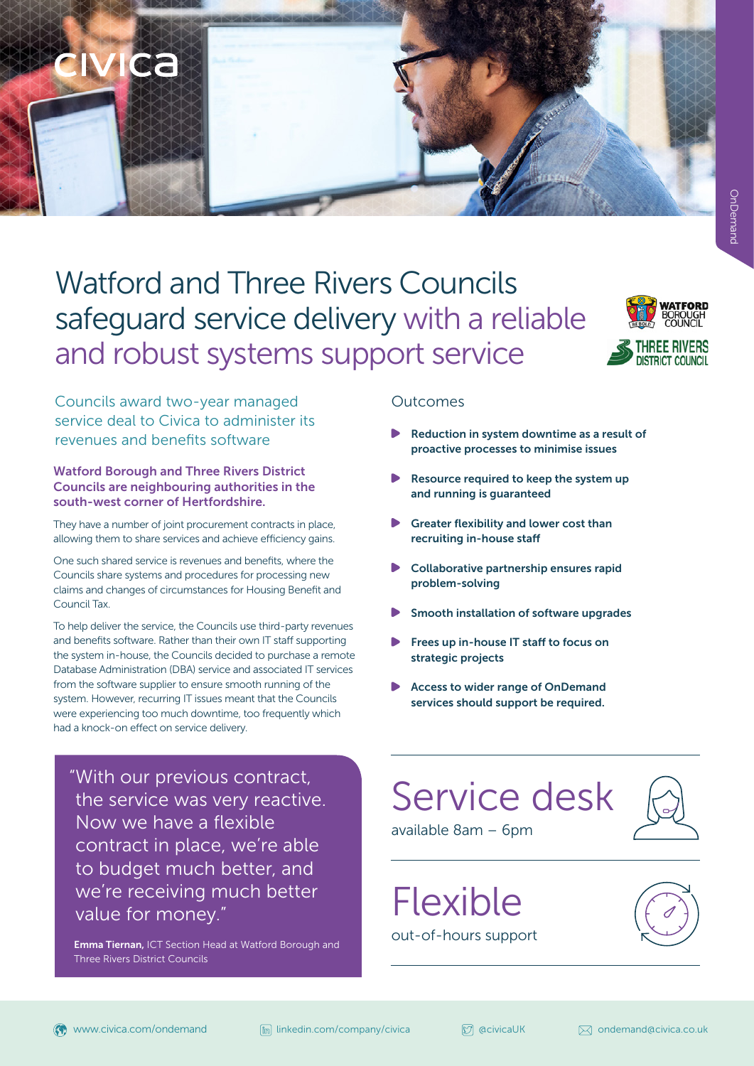# Watford and Three Rivers Councils safeguard service delivery with a reliable and robust systems support service

## Councils award two-year managed service deal to Civica to administer its revenues and benefits software

**Watford Borough and Three Rivers District Councils are neighbouring authorities in the south-west corner of Hertfordshire.**

They have a number of joint procurement contracts in place, allowing them to share services and achieve efficiency gains.

One such shared service is revenues and benefits, where the Councils share systems and procedures for processing new claims and changes of circumstances for Housing Benefit and Council Tax.

To help deliver the service, the Councils use third-party revenues and benefits software. Rather than their own IT staff supporting the system in-house, the Councils decided to purchase a remote Database Administration (DBA) service and associated IT services from the software supplier to ensure smooth running of the system. However, recurring IT issues meant that the Councils were experiencing too much downtime, too frequently which had a knock-on effect on service delivery.

> "With our previous contract, the service was very reactive. Now we have a flexible contract in place, we're able to budget much better, and we're receiving much better value for money."
>
> **Emma Tiernan,** ICT Section Head at Watford Borough and Three Rivers District Councils

## Outcomes

- **Reduction in system downtime as a result of proactive processes to minimise issues**
- **Resource required to keep the system up and running is guaranteed**
- **Greater flexibility and lower cost than recruiting in-house staff**
- **Collaborative partnership ensures rapid problem-solving**
- **Smooth installation of software upgrades**
- **Frees up in-house IT staff to focus on strategic projects**
- **Access to wider range of OnDemand services should support be required.**

**Service desk**
available 8am – 6pm

**Flexible**
out-of-hours support

www.civica.com/ondemand | linkedin.com/company/civica | @civicaUK | ondemand@civica.co.uk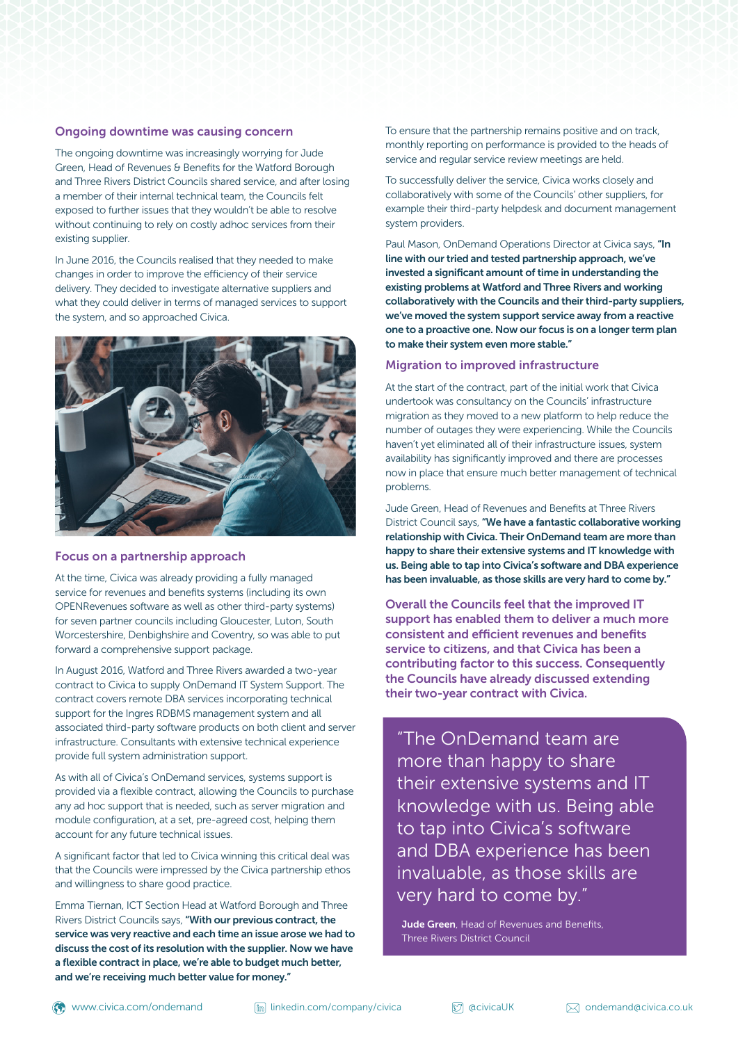## Ongoing downtime was causing concern

The ongoing downtime was increasingly worrying for Jude Green, Head of Revenues & Benefits for the Watford Borough and Three Rivers District Councils shared service, and after losing a member of their internal technical team, the Councils felt exposed to further issues that they wouldn't be able to resolve without continuing to rely on costly adhoc services from their existing supplier.

In June 2016, the Councils realised that they needed to make changes in order to improve the efficiency of their service delivery. They decided to investigate alternative suppliers and what they could deliver in terms of managed services to support the system, and so approached Civica.

## Focus on a partnership approach

At the time, Civica was already providing a fully managed service for revenues and benefits systems (including its own OPENRevenues software as well as other third-party systems) for seven partner councils including Gloucester, Luton, South Worcestershire, Denbighshire and Coventry, so was able to put forward a comprehensive support package.

In August 2016, Watford and Three Rivers awarded a two-year contract to Civica to supply OnDemand IT System Support. The contract covers remote DBA services incorporating technical support for the Ingres RDBMS management system and all associated third-party software products on both client and server infrastructure. Consultants with extensive technical experience provide full system administration support.

As with all of Civica's OnDemand services, systems support is provided via a flexible contract, allowing the Councils to purchase any ad hoc support that is needed, such as server migration and module configuration, at a set, pre-agreed cost, helping them account for any future technical issues.

A significant factor that led to Civica winning this critical deal was that the Councils were impressed by the Civica partnership ethos and willingness to share good practice.

Emma Tiernan, ICT Section Head at Watford Borough and Three Rivers District Councils says, **"With our previous contract, the service was very reactive and each time an issue arose we had to discuss the cost of its resolution with the supplier. Now we have a flexible contract in place, we're able to budget much better, and we're receiving much better value for money."**

To ensure that the partnership remains positive and on track, monthly reporting on performance is provided to the heads of service and regular service review meetings are held.

To successfully deliver the service, Civica works closely and collaboratively with some of the Councils' other suppliers, for example their third-party helpdesk and document management system providers.

Paul Mason, OnDemand Operations Director at Civica says, **"In line with our tried and tested partnership approach, we've invested a significant amount of time in understanding the existing problems at Watford and Three Rivers and working collaboratively with the Councils and their third-party suppliers, we've moved the system support service away from a reactive one to a proactive one. Now our focus is on a longer term plan to make their system even more stable."**

## Migration to improved infrastructure

At the start of the contract, part of the initial work that Civica undertook was consultancy on the Councils' infrastructure migration as they moved to a new platform to help reduce the number of outages they were experiencing. While the Councils haven't yet eliminated all of their infrastructure issues, system availability has significantly improved and there are processes now in place that ensure much better management of technical problems.

Jude Green, Head of Revenues and Benefits at Three Rivers District Council says, **"We have a fantastic collaborative working relationship with Civica. Their OnDemand team are more than happy to share their extensive systems and IT knowledge with us. Being able to tap into Civica's software and DBA experience has been invaluable, as those skills are very hard to come by."**

**Overall the Councils feel that the improved IT support has enabled them to deliver a much more consistent and efficient revenues and benefits service to citizens, and that Civica has been a contributing factor to this success. Consequently the Councils have already discussed extending their two-year contract with Civica.**

> "The OnDemand team are more than happy to share their extensive systems and IT knowledge with us. Being able to tap into Civica's software and DBA experience has been invaluable, as those skills are very hard to come by."
>
> **Jude Green**, Head of Revenues and Benefits, Three Rivers District Council

www.civica.com/ondemand linkedin.com/company/civica @civicaUK ondemand@civica.co.uk